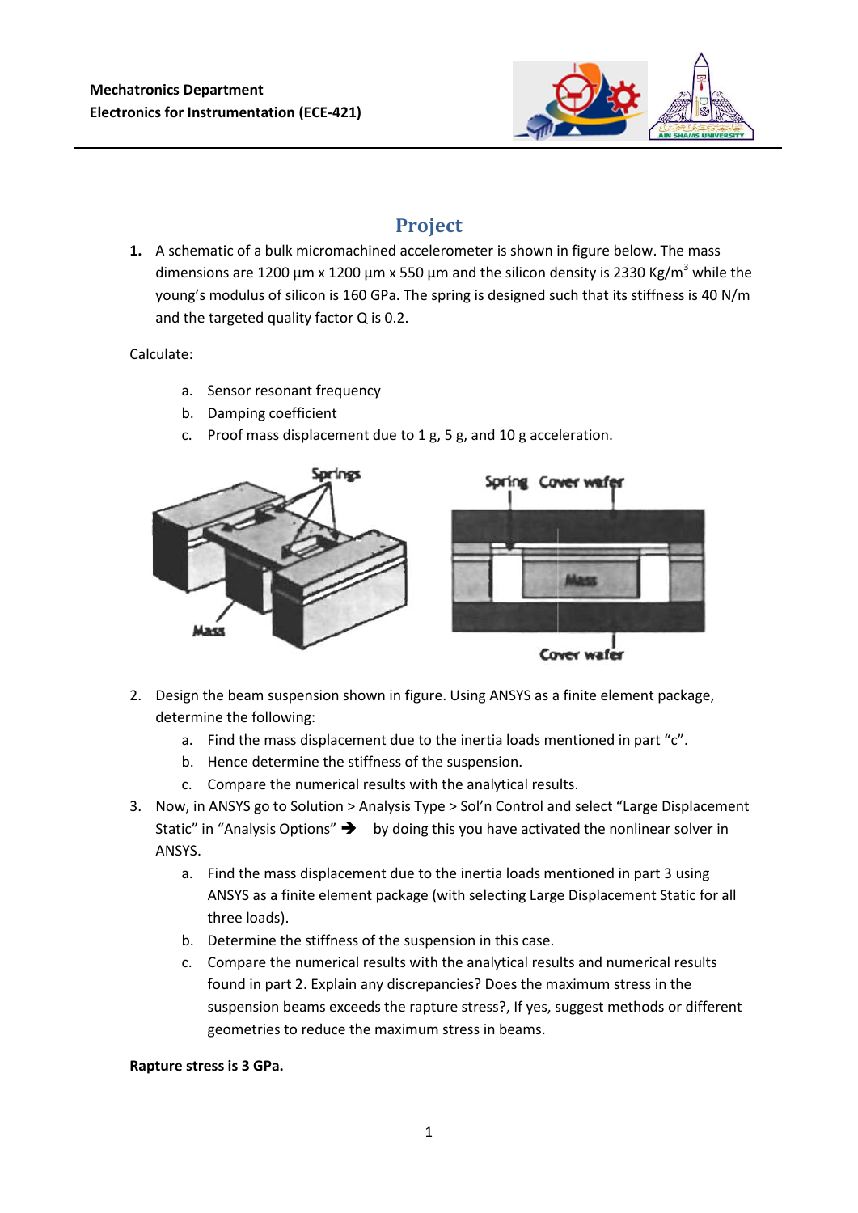**Mechatronics Department**
**Electronics for Instrumentation (ECE-421)**

# Project

1. A schematic of a bulk micromachined accelerometer is shown in figure below. The mass dimensions are 1200 µm x 1200 µm x 550 µm and the silicon density is 2330 Kg/m$^3$ while the young's modulus of silicon is 160 GPa. The spring is designed such that its stiffness is 40 N/m and the targeted quality factor Q is 0.2.

Calculate:

   a. Sensor resonant frequency
   b. Damping coefficient
   c. Proof mass displacement due to 1 g, 5 g, and 10 g acceleration.

2. Design the beam suspension shown in figure. Using ANSYS as a finite element package, determine the following:
   a. Find the mass displacement due to the inertia loads mentioned in part "c".
   b. Hence determine the stiffness of the suspension.
   c. Compare the numerical results with the analytical results.
3. Now, in ANSYS go to Solution > Analysis Type > Sol'n Control and select "Large Displacement Static" in "Analysis Options" ➔ by doing this you have activated the nonlinear solver in ANSYS.
   a. Find the mass displacement due to the inertia loads mentioned in part 3 using ANSYS as a finite element package (with selecting Large Displacement Static for all three loads).
   b. Determine the stiffness of the suspension in this case.
   c. Compare the numerical results with the analytical results and numerical results found in part 2. Explain any discrepancies? Does the maximum stress in the suspension beams exceeds the rapture stress?, If yes, suggest methods or different geometries to reduce the maximum stress in beams.

**Rapture stress is 3 GPa.**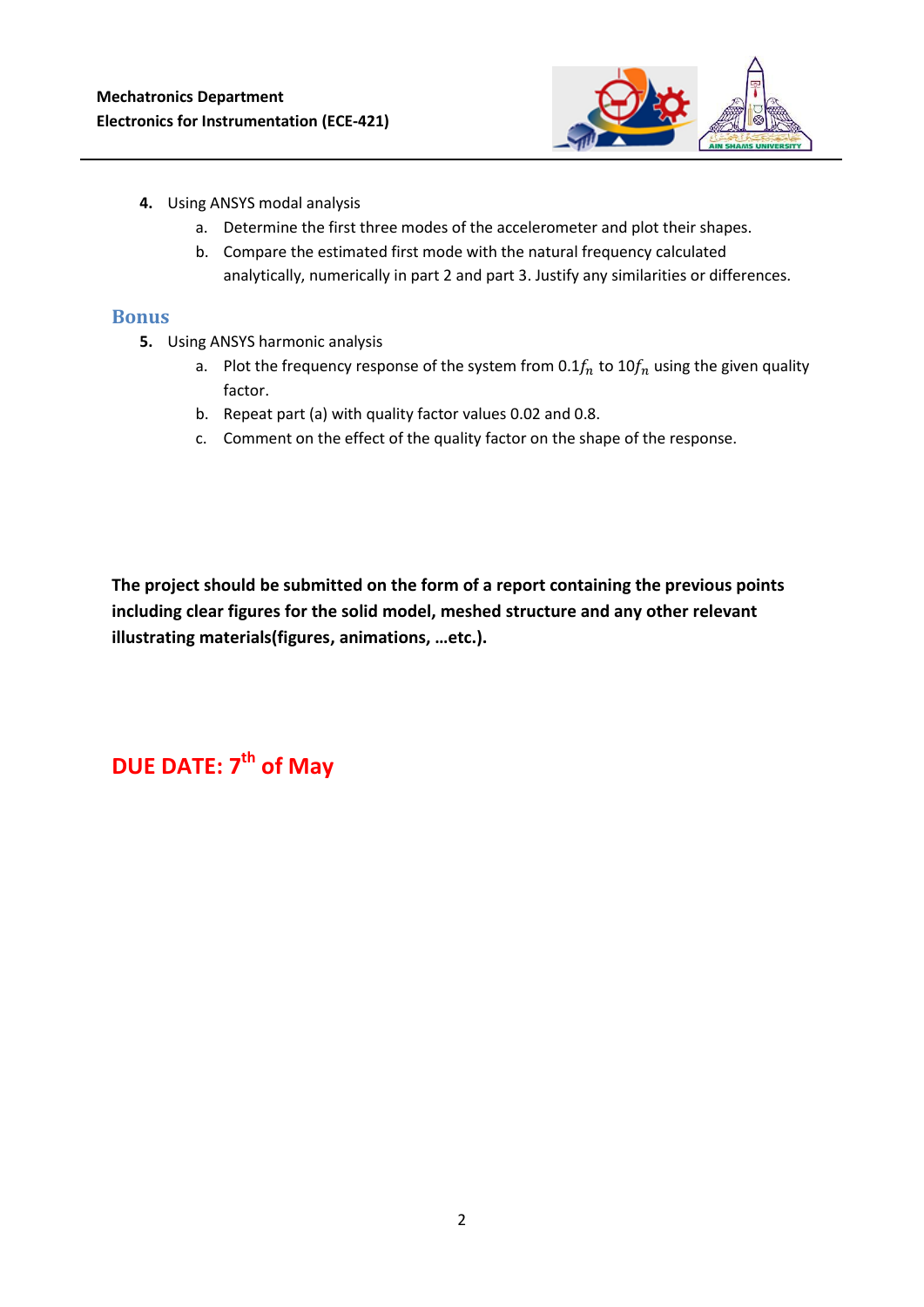4. Using ANSYS modal analysis
   a. Determine the first three modes of the accelerometer and plot their shapes.
   b. Compare the estimated first mode with the natural frequency calculated analytically, numerically in part 2 and part 3. Justify any similarities or differences.

## Bonus

5. Using ANSYS harmonic analysis
   a. Plot the frequency response of the system from $0.1f_n$ to $10f_n$ using the given quality factor.
   b. Repeat part (a) with quality factor values 0.02 and 0.8.
   c. Comment on the effect of the quality factor on the shape of the response.

**The project should be submitted on the form of a report containing the previous points including clear figures for the solid model, meshed structure and any other relevant illustrating materials(figures, animations, …etc.).**

## DUE DATE: 7th of May